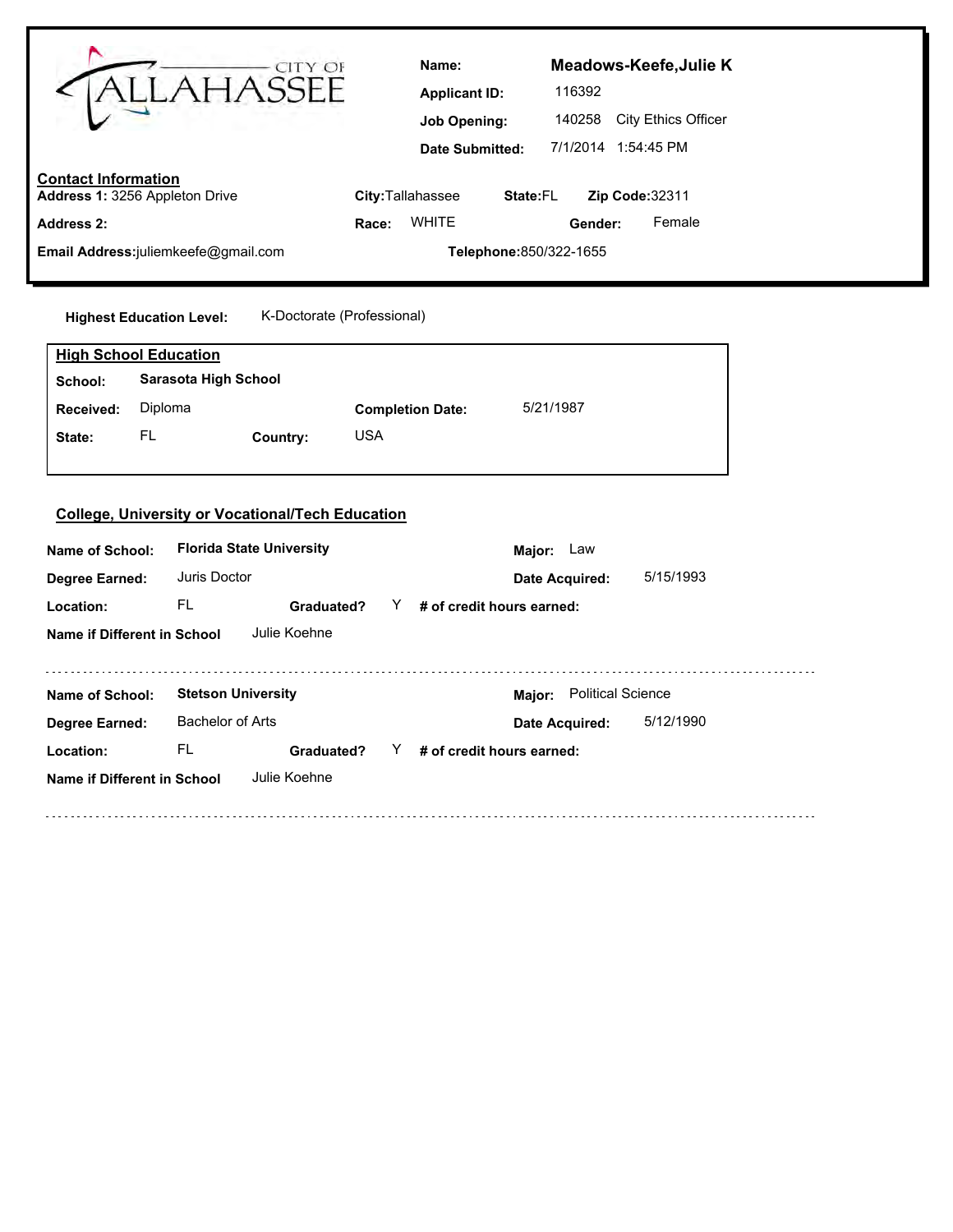CITY OF TALLAHASSEE

**Name:** Meadows-Keefe,Julie K

**Applicant ID:** 116392

**Job Opening:** 140258 City Ethics Officer

**Date Submitted:** 7/1/2014 1:54:45 PM

## Contact Information

**Address 1:** 3256 Appleton Drive

**City:** Tallahassee **State:** FL **Zip Code:** 32311

**Address 2:**

**Race:** WHITE **Gender:** Female

**Email Address:** juliemkeefe@gmail.com

**Telephone:** 850/322-1655

**Highest Education Level:** K-Doctorate (Professional)

## High School Education

**School:** Sarasota High School

**Received:** Diploma **Completion Date:** 5/21/1987

**State:** FL **Country:** USA

## College, University or Vocational/Tech Education

**Name of School:** Florida State University **Major:** Law

**Degree Earned:** Juris Doctor **Date Acquired:** 5/15/1993

**Location:** FL **Graduated?** Y **# of credit hours earned:**

**Name if Different in School** Julie Koehne

---

**Name of School:** Stetson University **Major:** Political Science

**Degree Earned:** Bachelor of Arts **Date Acquired:** 5/12/1990

**Location:** FL **Graduated?** Y **# of credit hours earned:**

**Name if Different in School** Julie Koehne

---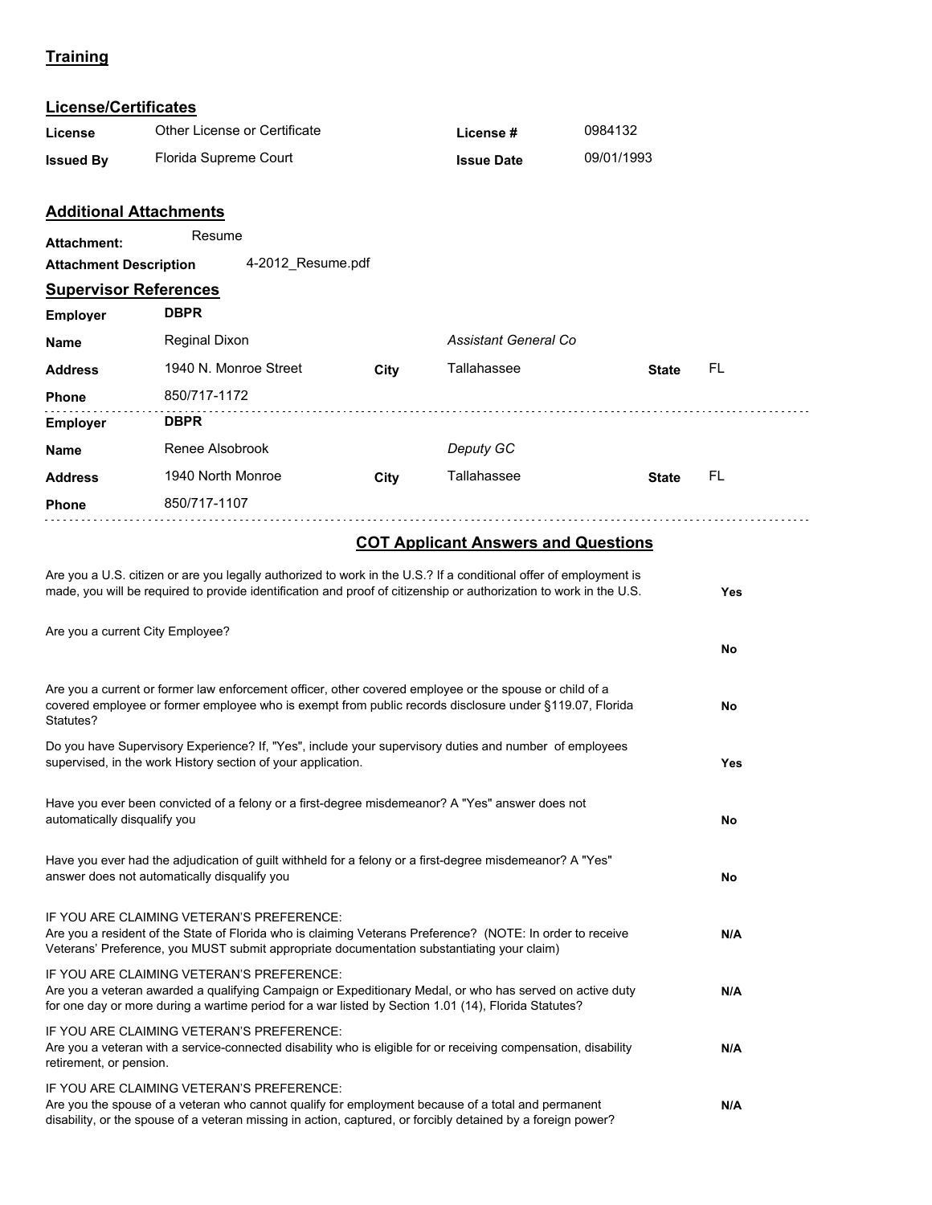## Training

## License/Certificates

| | | | |
|---|---|---|---|
| **License** | Other License or Certificate | **License #** | 0984132 |
| **Issued By** | Florida Supreme Court | **Issue Date** | 09/01/1993 |

## Additional Attachments

**Attachment:** Resume

**Attachment Description** 4-2012_Resume.pdf

## Supervisor References

| | | | | | |
|---|---|---|---|---|---|
| **Employer** | **DBPR** | | | | |
| **Name** | Reginal Dixon | | *Assistant General Co* | | |
| **Address** | 1940 N. Monroe Street | **City** | Tallahassee | **State** | FL |
| **Phone** | 850/717-1172 | | | | |
| **Employer** | **DBPR** | | | | |
| **Name** | Renee Alsobrook | | *Deputy GC* | | |
| **Address** | 1940 North Monroe | **City** | Tallahassee | **State** | FL |
| **Phone** | 850/717-1107 | | | | |

## COT Applicant Answers and Questions

| Question | Answer |
|---|---|
| Are you a U.S. citizen or are you legally authorized to work in the U.S.? If a conditional offer of employment is made, you will be required to provide identification and proof of citizenship or authorization to work in the U.S. | **Yes** |
| Are you a current City Employee? | **No** |
| Are you a current or former law enforcement officer, other covered employee or the spouse or child of a covered employee or former employee who is exempt from public records disclosure under §119.07, Florida Statutes? | **No** |
| Do you have Supervisory Experience? If, "Yes", include your supervisory duties and number of employees supervised, in the work History section of your application. | **Yes** |
| Have you ever been convicted of a felony or a first-degree misdemeanor? A "Yes" answer does not automatically disqualify you | **No** |
| Have you ever had the adjudication of guilt withheld for a felony or a first-degree misdemeanor? A "Yes" answer does not automatically disqualify you | **No** |
| IF YOU ARE CLAIMING VETERAN'S PREFERENCE: Are you a resident of the State of Florida who is claiming Veterans Preference? (NOTE: In order to receive Veterans' Preference, you MUST submit appropriate documentation substantiating your claim) | **N/A** |
| IF YOU ARE CLAIMING VETERAN'S PREFERENCE: Are you a veteran awarded a qualifying Campaign or Expeditionary Medal, or who has served on active duty for one day or more during a wartime period for a war listed by Section 1.01 (14), Florida Statutes? | **N/A** |
| IF YOU ARE CLAIMING VETERAN'S PREFERENCE: Are you a veteran with a service-connected disability who is eligible for or receiving compensation, disability retirement, or pension. | **N/A** |
| IF YOU ARE CLAIMING VETERAN'S PREFERENCE: Are you the spouse of a veteran who cannot qualify for employment because of a total and permanent disability, or the spouse of a veteran missing in action, captured, or forcibly detained by a foreign power? | **N/A** |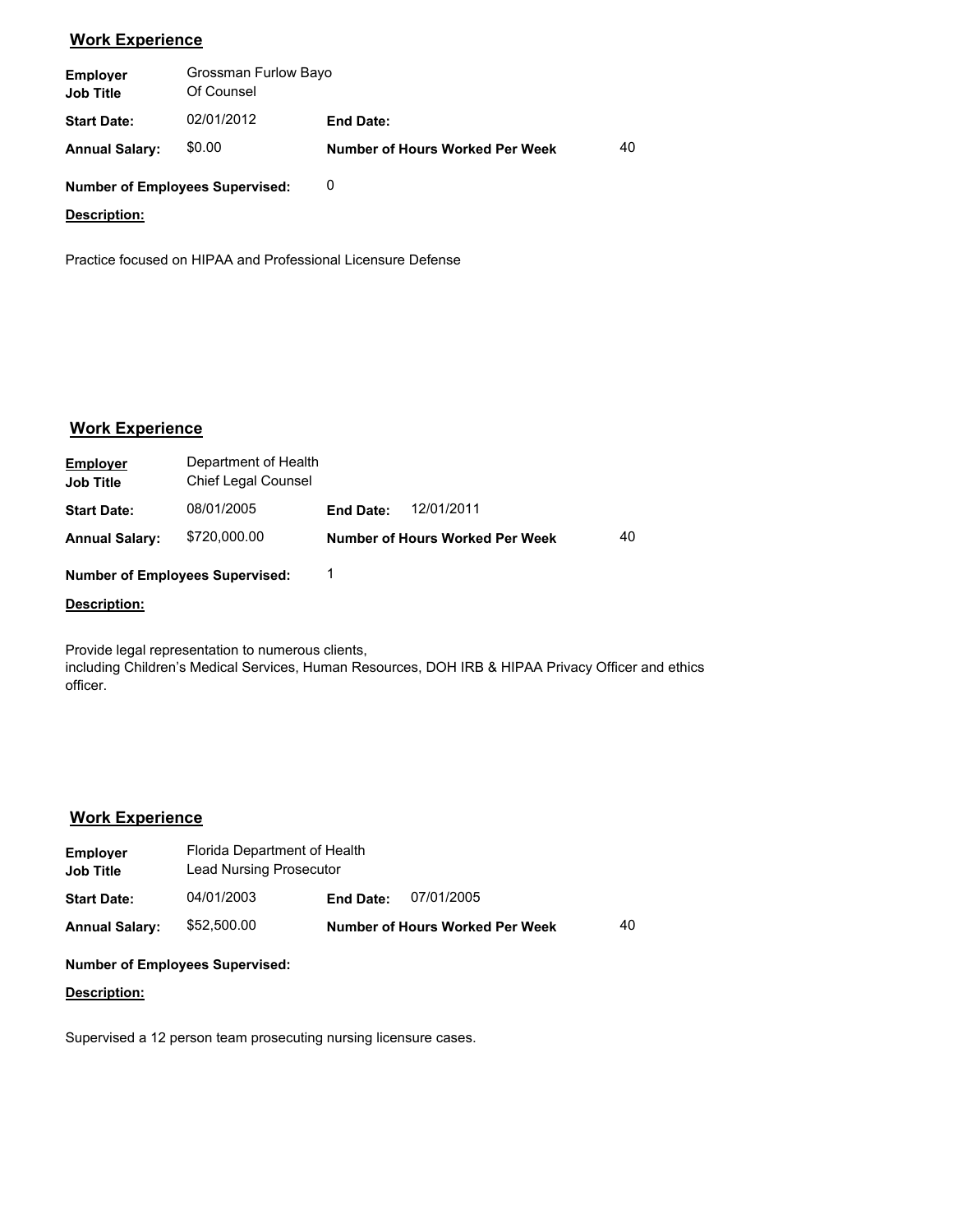## Work Experience

**Employer** Grossman Furlow Bayo
**Job Title** Of Counsel

**Start Date:** 02/01/2012 **End Date:**

**Annual Salary:** $0.00 **Number of Hours Worked Per Week** 40

**Number of Employees Supervised:** 0

**Description:**

Practice focused on HIPAA and Professional Licensure Defense

## Work Experience

**Employer** Department of Health
**Job Title** Chief Legal Counsel

**Start Date:** 08/01/2005 **End Date:** 12/01/2011

**Annual Salary:** $720,000.00 **Number of Hours Worked Per Week** 40

**Number of Employees Supervised:** 1

**Description:**

Provide legal representation to numerous clients,
including Children's Medical Services, Human Resources, DOH IRB & HIPAA Privacy Officer and ethics officer.

## Work Experience

**Employer** Florida Department of Health
**Job Title** Lead Nursing Prosecutor

**Start Date:** 04/01/2003 **End Date:** 07/01/2005

**Annual Salary:** $52,500.00 **Number of Hours Worked Per Week** 40

**Number of Employees Supervised:**

**Description:**

Supervised a 12 person team prosecuting nursing licensure cases.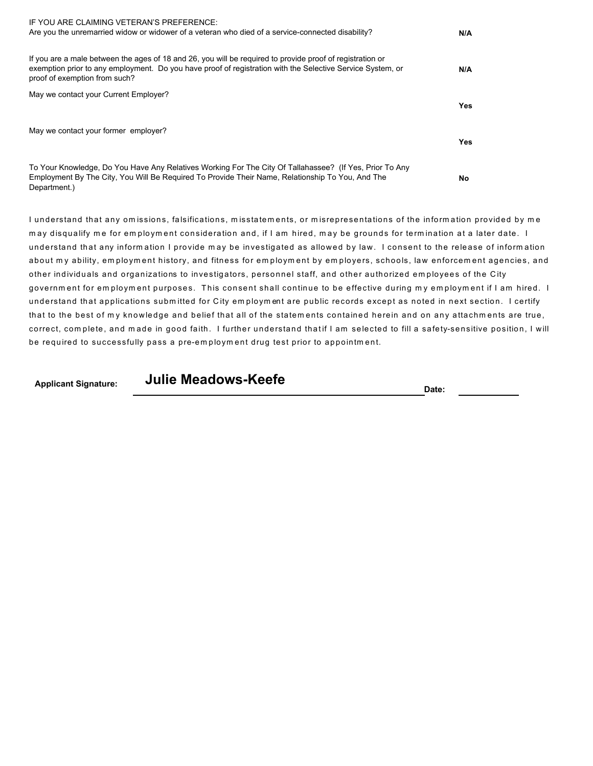IF YOU ARE CLAIMING VETERAN'S PREFERENCE:

| | |
|---|---|
| Are you the unremarried widow or widower of a veteran who died of a service-connected disability? | **N/A** |
| If you are a male between the ages of 18 and 26, you will be required to provide proof of registration or exemption prior to any employment. Do you have proof of registration with the Selective Service System, or proof of exemption from such? | **N/A** |
| May we contact your Current Employer? | **Yes** |
| May we contact your former employer? | **Yes** |
| To Your Knowledge, Do You Have Any Relatives Working For The City Of Tallahassee? (If Yes, Prior To Any Employment By The City, You Will Be Required To Provide Their Name, Relationship To You, And The Department.) | **No** |

I understand that any omissions, falsifications, misstatements, or misrepresentations of the information provided by me may disqualify me for employment consideration and, if I am hired, may be grounds for termination at a later date. I understand that any information I provide may be investigated as allowed by law. I consent to the release of information about my ability, employment history, and fitness for employment by employers, schools, law enforcement agencies, and other individuals and organizations to investigators, personnel staff, and other authorized employees of the City government for employment purposes. This consent shall continue to be effective during my employment if I am hired. I understand that applications submitted for City employment are public records except as noted in next section. I certify that to the best of my knowledge and belief that all of the statements contained herein and on any attachments are true, correct, complete, and made in good faith. I further understand thatif I am selected to fill a safety-sensitive position, I will be required to successfully pass a pre-employment drug test prior to appointment.

**Applicant Signature:** **Julie Meadows-Keefe** **Date:** \_\_\_\_\_\_\_\_\_\_